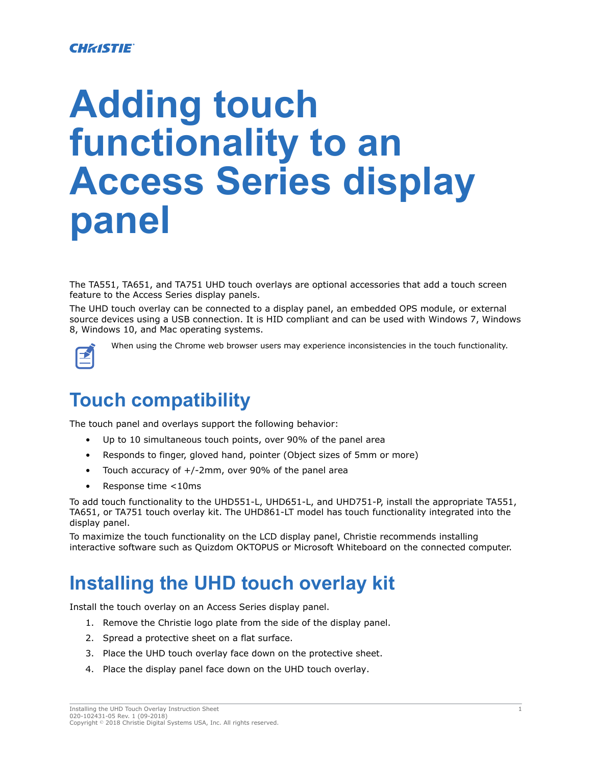# Adding touch functionality to an Access Series display panel

The TA551, TA651, and TA751 UHD touch overlays are optional accessories that add a touch screen feature to the Access Series display panels.

The UHD touch overlay can be connected to a display panel, an embedded OPS module, or external source devices using a USB connection. It is HID compliant and can be used with Windows 7, Windows 8, Windows 10, and Mac operating systems.

When using the Chrome web browser users may experience inconsistencies in the touch functionality.

## Touch compatibility

The touch panel and overlays support the following behavior:

- Up to 10 simultaneous touch points, over 90% of the panel area
- Responds to finger, gloved hand, pointer (Object sizes of 5mm or more)
- Touch accuracy of +/-2mm, over 90% of the panel area
- Response time <10ms

To add touch functionality to the UHD551-L, UHD651-L, and UHD751-P, install the appropriate TA551, TA651, or TA751 touch overlay kit. The UHD861-LT model has touch functionality integrated into the display panel.

To maximize the touch functionality on the LCD display panel, Christie recommends installing interactive software such as Quizdom OKTOPUS or Microsoft Whiteboard on the connected computer.

## Installing the UHD touch overlay kit

Install the touch overlay on an Access Series display panel.

1. Remove the Christie logo plate from the side of the display panel.
2. Spread a protective sheet on a flat surface.
3. Place the UHD touch overlay face down on the protective sheet.
4. Place the display panel face down on the UHD touch overlay.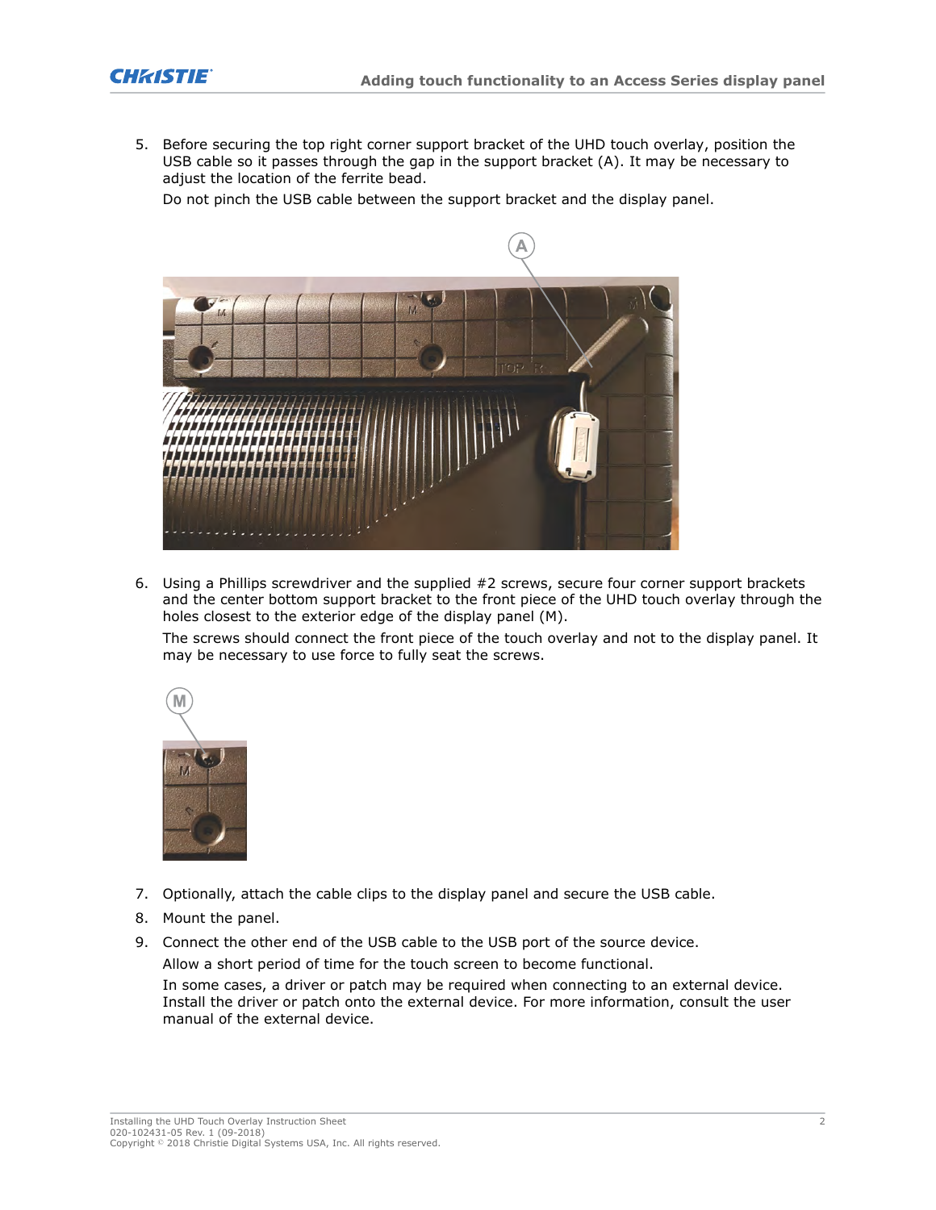5. Before securing the top right corner support bracket of the UHD touch overlay, position the USB cable so it passes through the gap in the support bracket (A). It may be necessary to adjust the location of the ferrite bead.

   Do not pinch the USB cable between the support bracket and the display panel.

6. Using a Phillips screwdriver and the supplied #2 screws, secure four corner support brackets and the center bottom support bracket to the front piece of the UHD touch overlay through the holes closest to the exterior edge of the display panel (M).

   The screws should connect the front piece of the touch overlay and not to the display panel. It may be necessary to use force to fully seat the screws.

7. Optionally, attach the cable clips to the display panel and secure the USB cable.
8. Mount the panel.
9. Connect the other end of the USB cable to the USB port of the source device.

   Allow a short period of time for the touch screen to become functional.

   In some cases, a driver or patch may be required when connecting to an external device. Install the driver or patch onto the external device. For more information, consult the user manual of the external device.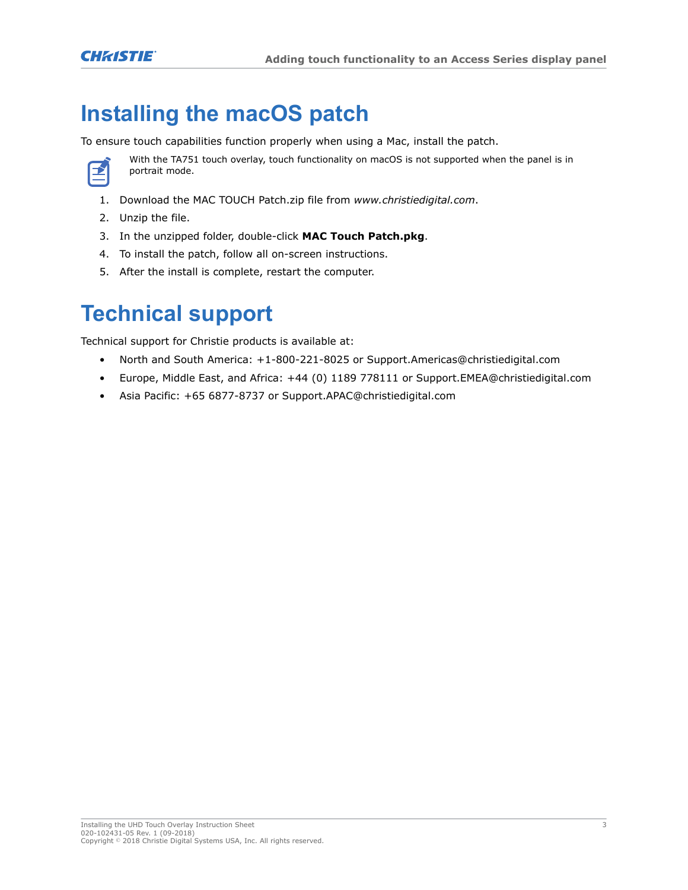# Installing the macOS patch

To ensure touch capabilities function properly when using a Mac, install the patch.

With the TA751 touch overlay, touch functionality on macOS is not supported when the panel is in portrait mode.

1. Download the MAC TOUCH Patch.zip file from *www.christiedigital.com*.
2. Unzip the file.
3. In the unzipped folder, double-click **MAC Touch Patch.pkg**.
4. To install the patch, follow all on-screen instructions.
5. After the install is complete, restart the computer.

# Technical support

Technical support for Christie products is available at:

- North and South America: +1-800-221-8025 or Support.Americas@christiedigital.com
- Europe, Middle East, and Africa: +44 (0) 1189 778111 or Support.EMEA@christiedigital.com
- Asia Pacific: +65 6877-8737 or Support.APAC@christiedigital.com